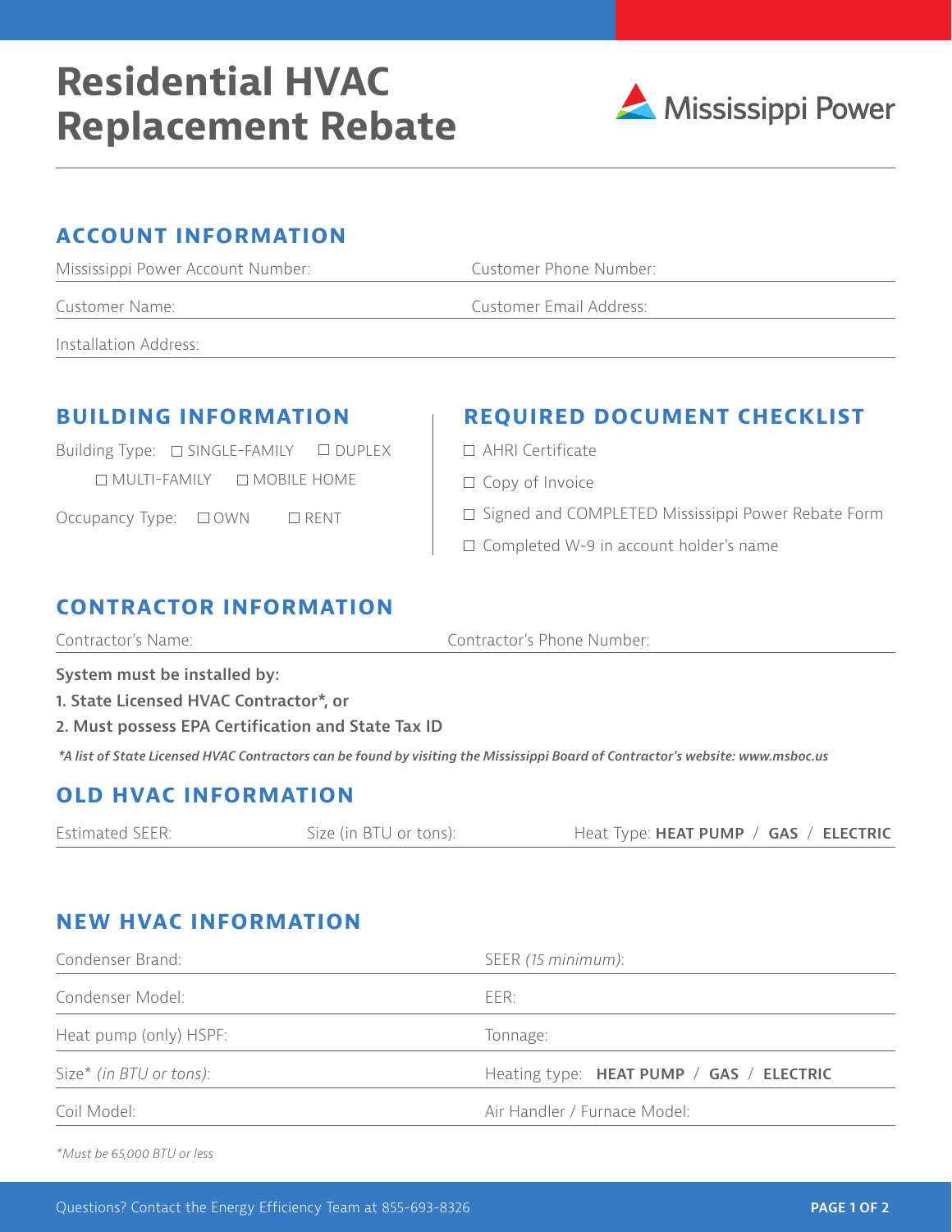# Residential HVAC Replacement Rebate

Mississippi Power

## ACCOUNT INFORMATION

Mississippi Power Account Number:

Customer Phone Number:

Customer Name:

Customer Email Address:

Installation Address:

## BUILDING INFORMATION

Building Type: ☐ SINGLE-FAMILY ☐ DUPLEX ☐ MULTI-FAMILY ☐ MOBILE HOME

Occupancy Type: ☐ OWN ☐ RENT

## REQUIRED DOCUMENT CHECKLIST

- ☐ AHRI Certificate
- ☐ Copy of Invoice
- ☐ Signed and COMPLETED Mississippi Power Rebate Form
- ☐ Completed W-9 in account holder's name

## CONTRACTOR INFORMATION

Contractor's Name:

Contractor's Phone Number:

**System must be installed by:**

**1. State Licensed HVAC Contractor*, or**

**2. Must possess EPA Certification and State Tax ID**

***A list of State Licensed HVAC Contractors can be found by visiting the Mississippi Board of Contractor's website: www.msboc.us**

## OLD HVAC INFORMATION

Estimated SEER:

Size (in BTU or tons):

Heat Type: **HEAT PUMP** / **GAS** / **ELECTRIC**

## NEW HVAC INFORMATION

Condenser Brand:

SEER *(15 minimum)*:

Condenser Model:

EER:

Heat pump (only) HSPF:

Tonnage:

Size* *(in BTU or tons)*:

Heating type: **HEAT PUMP** / **GAS** / **ELECTRIC**

Coil Model:

Air Handler / Furnace Model:

**Must be 65,000 BTU or less*

Questions? Contact the Energy Efficiency Team at 855-693-8326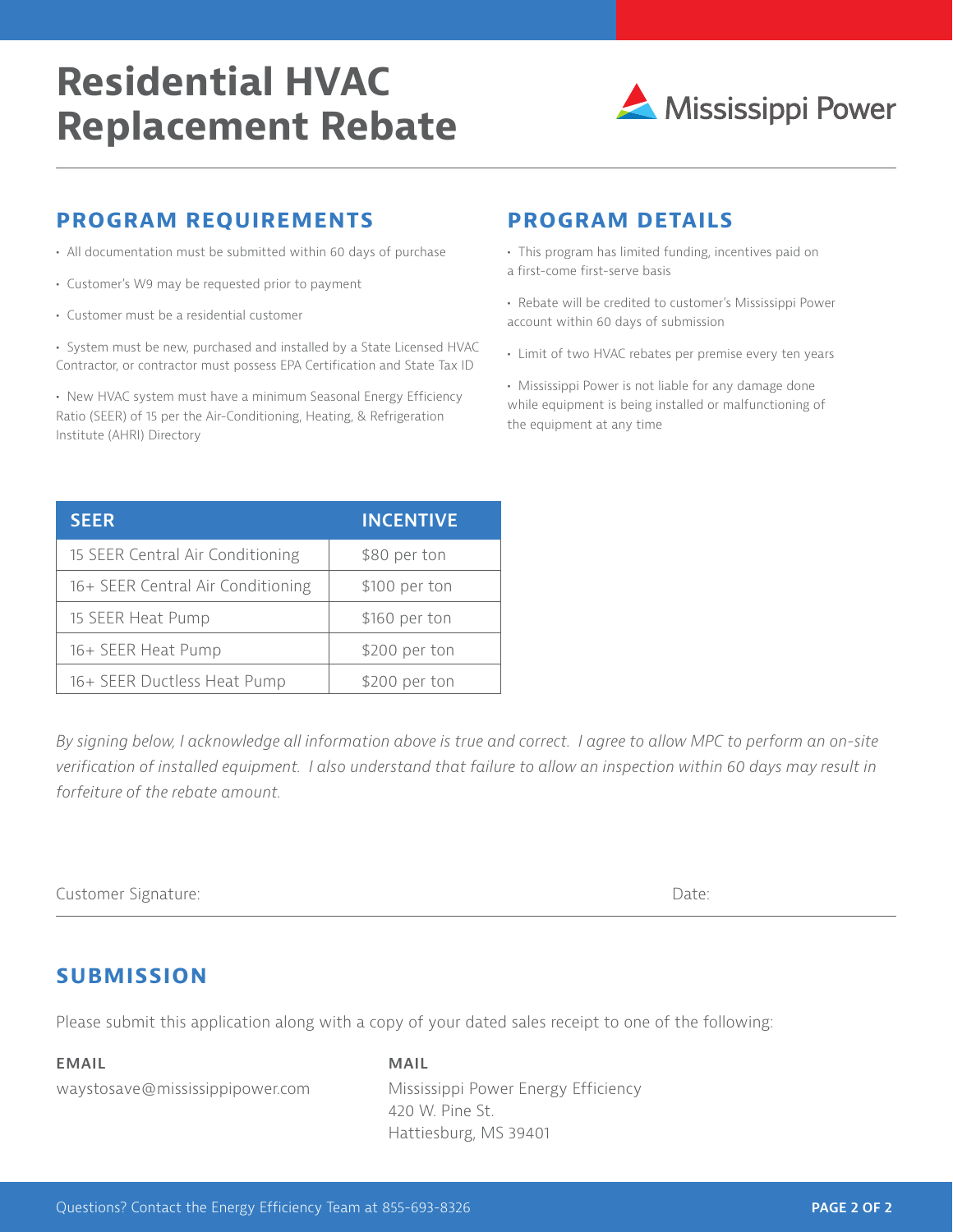# Residential HVAC Replacement Rebate

Mississippi Power

## PROGRAM REQUIREMENTS

- All documentation must be submitted within 60 days of purchase
- Customer's W9 may be requested prior to payment
- Customer must be a residential customer
- System must be new, purchased and installed by a State Licensed HVAC Contractor, or contractor must possess EPA Certification and State Tax ID
- New HVAC system must have a minimum Seasonal Energy Efficiency Ratio (SEER) of 15 per the Air-Conditioning, Heating, & Refrigeration Institute (AHRI) Directory

## PROGRAM DETAILS

- This program has limited funding, incentives paid on a first-come first-serve basis
- Rebate will be credited to customer's Mississippi Power account within 60 days of submission
- Limit of two HVAC rebates per premise every ten years
- Mississippi Power is not liable for any damage done while equipment is being installed or malfunctioning of the equipment at any time

| SEER | INCENTIVE |
|---|---|
| 15 SEER Central Air Conditioning | $80 per ton |
| 16+ SEER Central Air Conditioning | $100 per ton |
| 15 SEER Heat Pump | $160 per ton |
| 16+ SEER Heat Pump | $200 per ton |
| 16+ SEER Ductless Heat Pump | $200 per ton |

*By signing below, I acknowledge all information above is true and correct. I agree to allow MPC to perform an on-site verification of installed equipment. I also understand that failure to allow an inspection within 60 days may result in forfeiture of the rebate amount.*

Customer Signature: Date:

## SUBMISSION

Please submit this application along with a copy of your dated sales receipt to one of the following:

**EMAIL**

waystosave@mississippipower.com

**MAIL**

Mississippi Power Energy Efficiency
420 W. Pine St.
Hattiesburg, MS 39401

Questions? Contact the Energy Efficiency Team at 855-693-8326